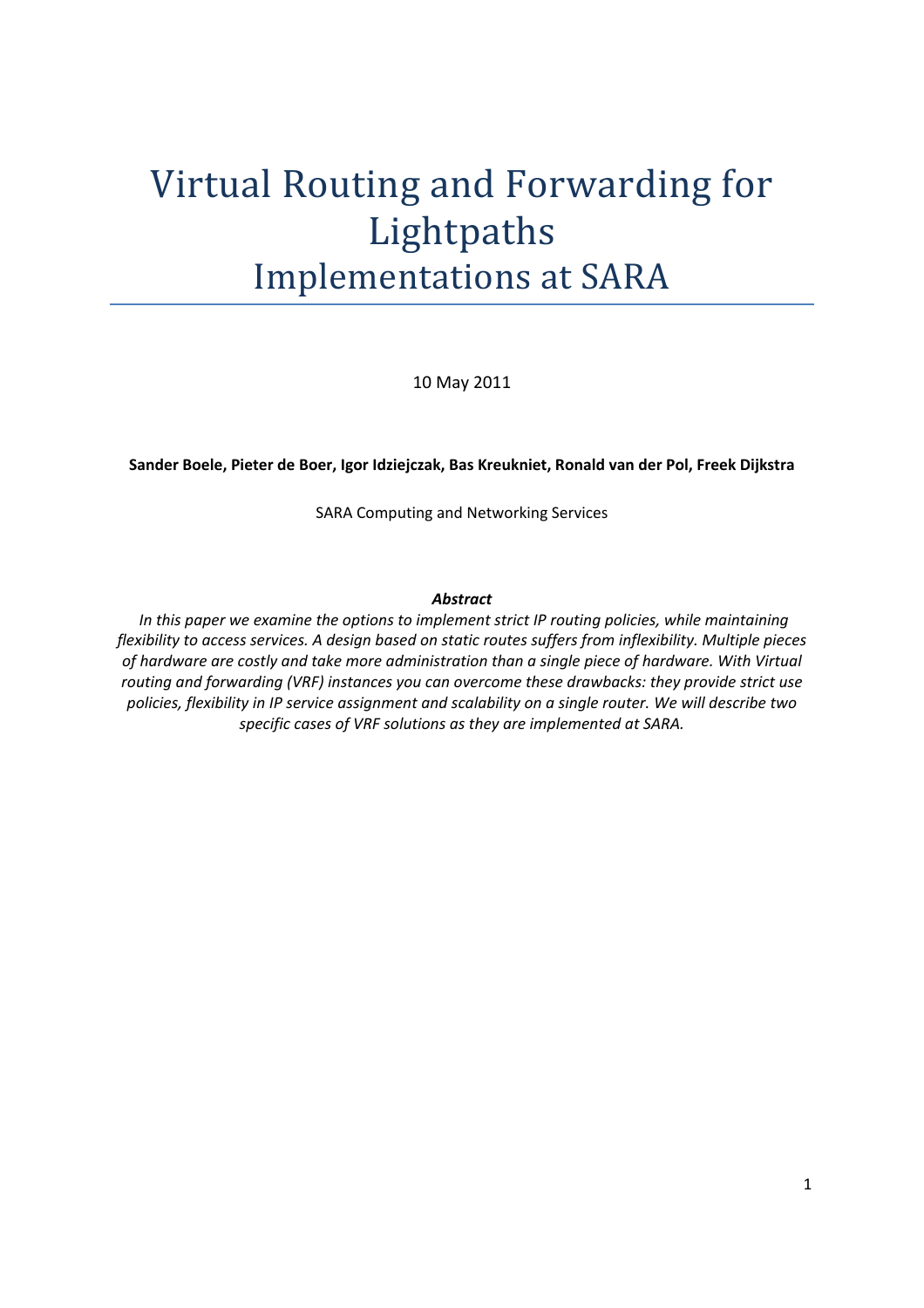# Virtual Routing and Forwarding for Lightpaths
## Implementations at SARA

10 May 2011

**Sander Boele, Pieter de Boer, Igor Idziejczak, Bas Kreukniet, Ronald van der Pol, Freek Dijkstra**

SARA Computing and Networking Services

***Abstract***

*In this paper we examine the options to implement strict IP routing policies, while maintaining flexibility to access services. A design based on static routes suffers from inflexibility. Multiple pieces of hardware are costly and take more administration than a single piece of hardware. With Virtual routing and forwarding (VRF) instances you can overcome these drawbacks: they provide strict use policies, flexibility in IP service assignment and scalability on a single router. We will describe two specific cases of VRF solutions as they are implemented at SARA.*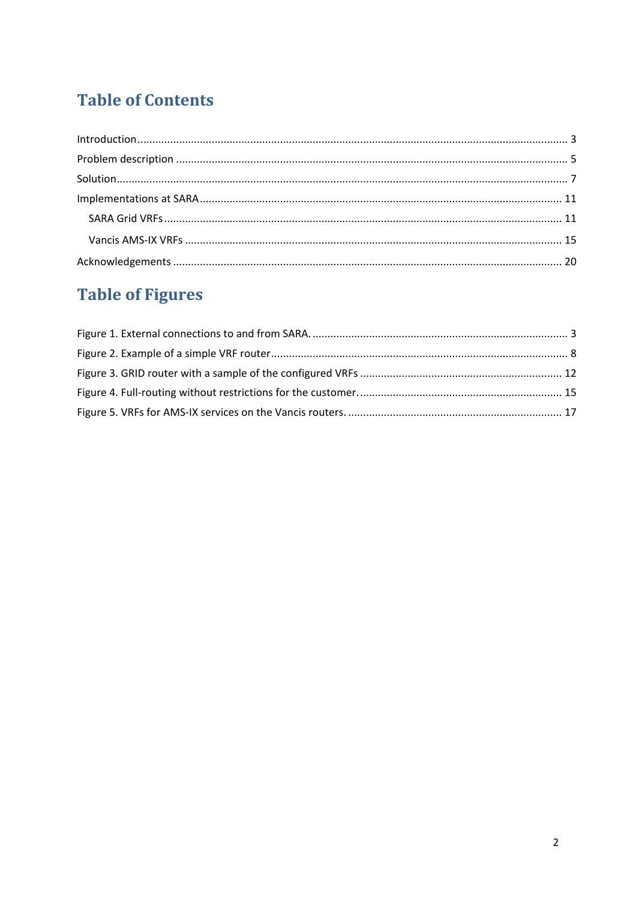# Table of Contents

Introduction ............................................................................................................................................. 3
Problem description ................................................................................................................................ 5
Solution..................................................................................................................................................... 7
Implementations at SARA ....................................................................................................................... 11
    SARA Grid VRFs ................................................................................................................................... 11
    Vancis AMS-IX VRFs ............................................................................................................................ 15
Acknowledgements ................................................................................................................................ 20

# Table of Figures

Figure 1. External connections to and from SARA. .................................................................................... 3
Figure 2. Example of a simple VRF router.................................................................................................. 8
Figure 3. GRID router with a sample of the configured VRFs ................................................................... 12
Figure 4. Full-routing without restrictions for the customer. ................................................................... 15
Figure 5. VRFs for AMS-IX services on the Vancis routers. ....................................................................... 17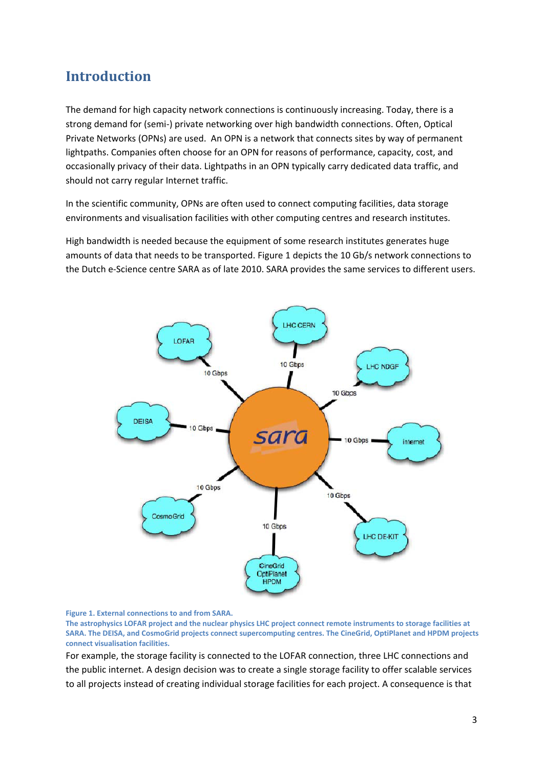# Introduction

The demand for high capacity network connections is continuously increasing. Today, there is a strong demand for (semi-) private networking over high bandwidth connections. Often, Optical Private Networks (OPNs) are used. An OPN is a network that connects sites by way of permanent lightpaths. Companies often choose for an OPN for reasons of performance, capacity, cost, and occasionally privacy of their data. Lightpaths in an OPN typically carry dedicated data traffic, and should not carry regular Internet traffic.

In the scientific community, OPNs are often used to connect computing facilities, data storage environments and visualisation facilities with other computing centres and research institutes.

High bandwidth is needed because the equipment of some research institutes generates huge amounts of data that needs to be transported. Figure 1 depicts the 10 Gb/s network connections to the Dutch e-Science centre SARA as of late 2010. SARA provides the same services to different users.

LHC CERN
LOFAR
LHC NDGF
DEISA
sara
Internet
CosmoGrid
LHC DE-KIT
CineGrid
OptiPlanet
HPDM
10 Gbps

**Figure 1. External connections to and from SARA.**
**The astrophysics LOFAR project and the nuclear physics LHC project connect remote instruments to storage facilities at SARA. The DEISA, and CosmoGrid projects connect supercomputing centres. The CineGrid, OptiPlanet and HPDM projects connect visualisation facilities.**

For example, the storage facility is connected to the LOFAR connection, three LHC connections and the public internet. A design decision was to create a single storage facility to offer scalable services to all projects instead of creating individual storage facilities for each project. A consequence is that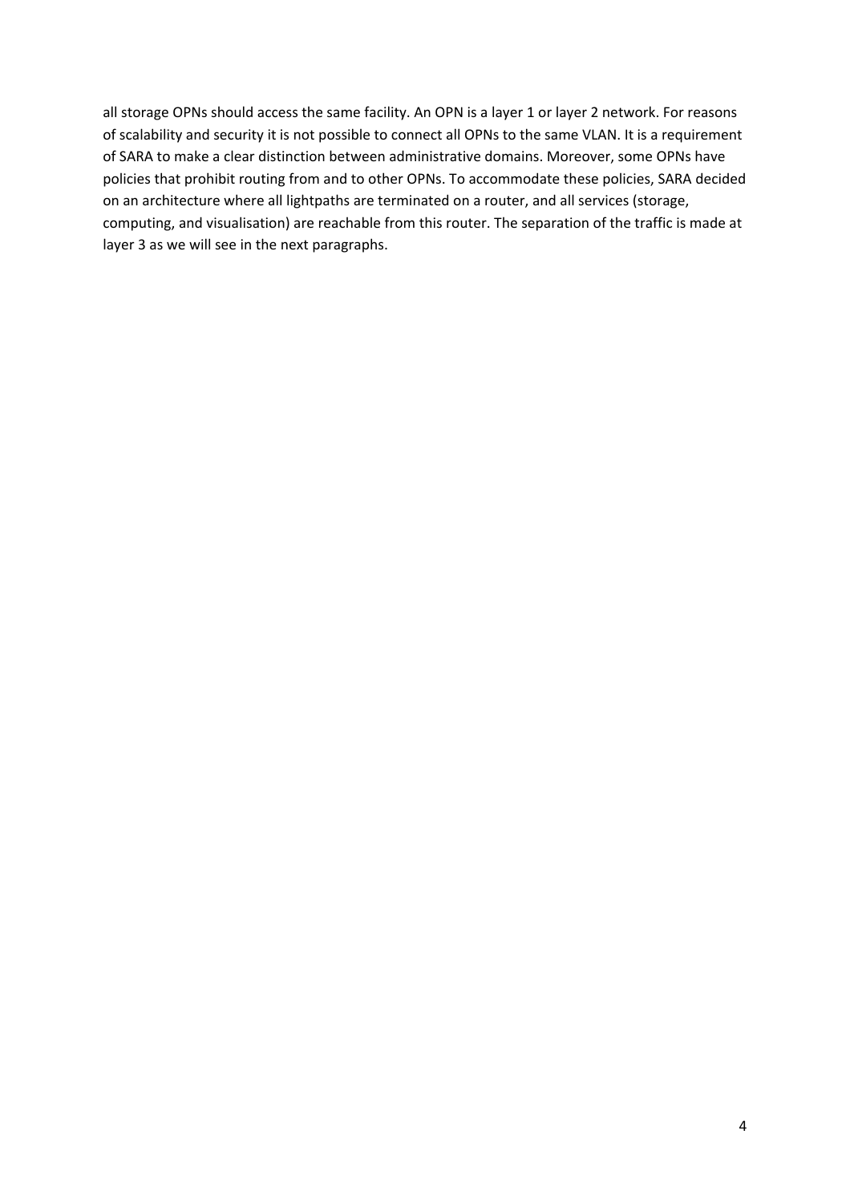all storage OPNs should access the same facility. An OPN is a layer 1 or layer 2 network. For reasons of scalability and security it is not possible to connect all OPNs to the same VLAN. It is a requirement of SARA to make a clear distinction between administrative domains. Moreover, some OPNs have policies that prohibit routing from and to other OPNs. To accommodate these policies, SARA decided on an architecture where all lightpaths are terminated on a router, and all services (storage, computing, and visualisation) are reachable from this router. The separation of the traffic is made at layer 3 as we will see in the next paragraphs.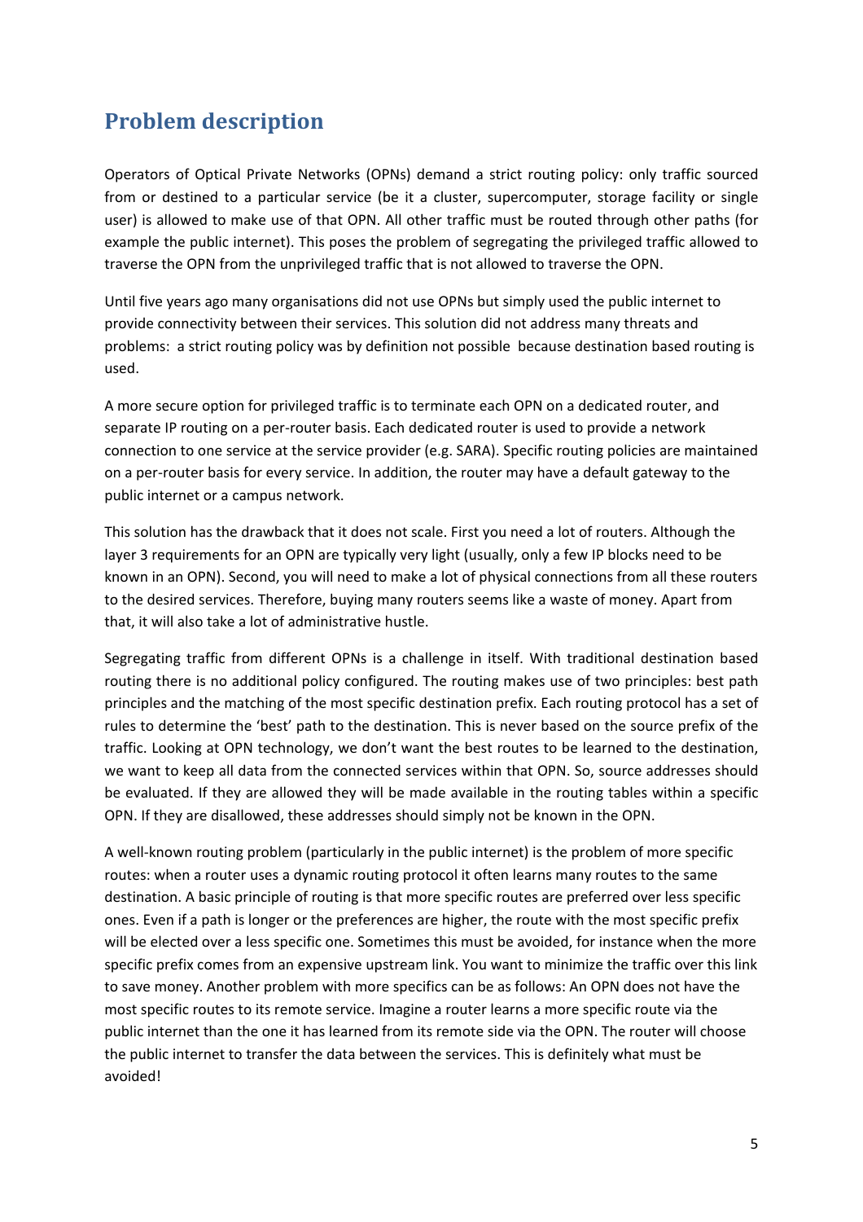## Problem description

Operators of Optical Private Networks (OPNs) demand a strict routing policy: only traffic sourced from or destined to a particular service (be it a cluster, supercomputer, storage facility or single user) is allowed to make use of that OPN. All other traffic must be routed through other paths (for example the public internet). This poses the problem of segregating the privileged traffic allowed to traverse the OPN from the unprivileged traffic that is not allowed to traverse the OPN.

Until five years ago many organisations did not use OPNs but simply used the public internet to provide connectivity between their services. This solution did not address many threats and problems: a strict routing policy was by definition not possible because destination based routing is used.

A more secure option for privileged traffic is to terminate each OPN on a dedicated router, and separate IP routing on a per-router basis. Each dedicated router is used to provide a network connection to one service at the service provider (e.g. SARA). Specific routing policies are maintained on a per-router basis for every service. In addition, the router may have a default gateway to the public internet or a campus network.

This solution has the drawback that it does not scale. First you need a lot of routers. Although the layer 3 requirements for an OPN are typically very light (usually, only a few IP blocks need to be known in an OPN). Second, you will need to make a lot of physical connections from all these routers to the desired services. Therefore, buying many routers seems like a waste of money. Apart from that, it will also take a lot of administrative hustle.

Segregating traffic from different OPNs is a challenge in itself. With traditional destination based routing there is no additional policy configured. The routing makes use of two principles: best path principles and the matching of the most specific destination prefix. Each routing protocol has a set of rules to determine the 'best' path to the destination. This is never based on the source prefix of the traffic. Looking at OPN technology, we don't want the best routes to be learned to the destination, we want to keep all data from the connected services within that OPN. So, source addresses should be evaluated. If they are allowed they will be made available in the routing tables within a specific OPN. If they are disallowed, these addresses should simply not be known in the OPN.

A well-known routing problem (particularly in the public internet) is the problem of more specific routes: when a router uses a dynamic routing protocol it often learns many routes to the same destination. A basic principle of routing is that more specific routes are preferred over less specific ones. Even if a path is longer or the preferences are higher, the route with the most specific prefix will be elected over a less specific one. Sometimes this must be avoided, for instance when the more specific prefix comes from an expensive upstream link. You want to minimize the traffic over this link to save money. Another problem with more specifics can be as follows: An OPN does not have the most specific routes to its remote service. Imagine a router learns a more specific route via the public internet than the one it has learned from its remote side via the OPN. The router will choose the public internet to transfer the data between the services. This is definitely what must be avoided!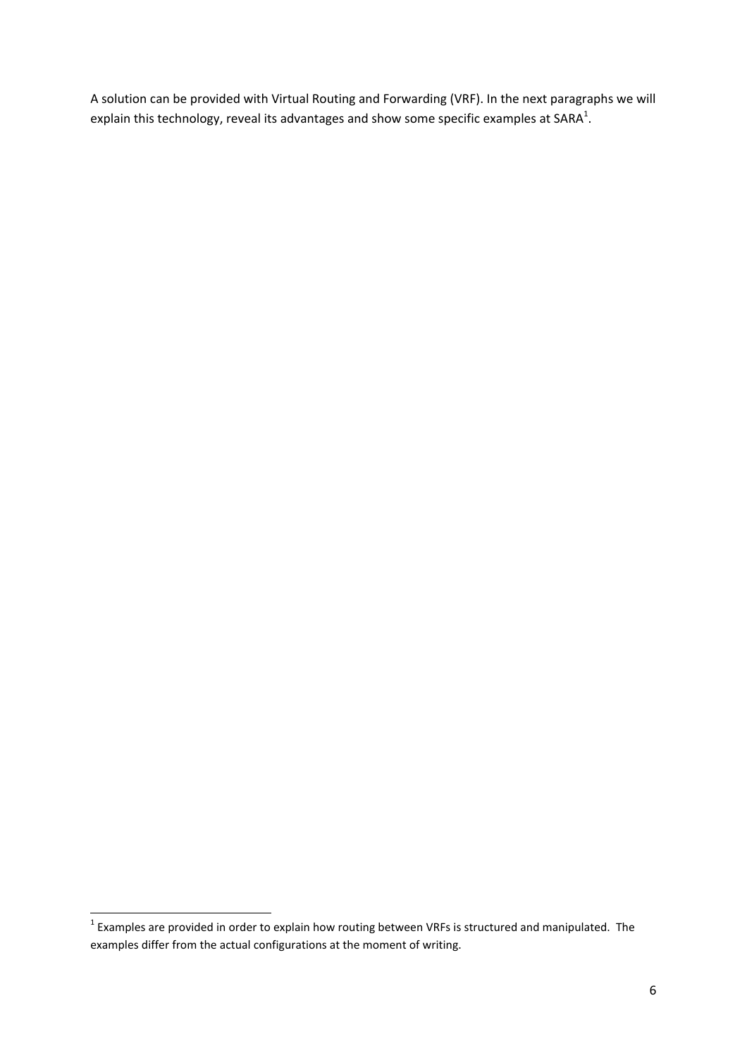A solution can be provided with Virtual Routing and Forwarding (VRF). In the next paragraphs we will explain this technology, reveal its advantages and show some specific examples at SARA[1].

[1] Examples are provided in order to explain how routing between VRFs is structured and manipulated. The examples differ from the actual configurations at the moment of writing.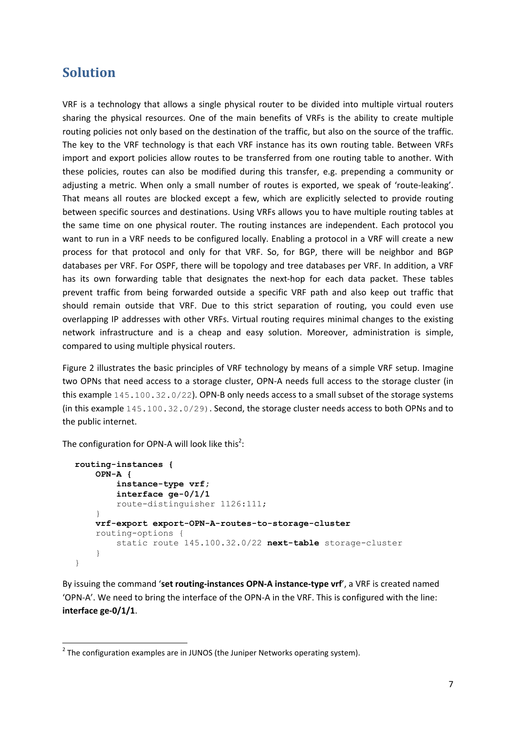## Solution

VRF is a technology that allows a single physical router to be divided into multiple virtual routers sharing the physical resources. One of the main benefits of VRFs is the ability to create multiple routing policies not only based on the destination of the traffic, but also on the source of the traffic. The key to the VRF technology is that each VRF instance has its own routing table. Between VRFs import and export policies allow routes to be transferred from one routing table to another. With these policies, routes can also be modified during this transfer, e.g. prepending a community or adjusting a metric. When only a small number of routes is exported, we speak of 'route-leaking'. That means all routes are blocked except a few, which are explicitly selected to provide routing between specific sources and destinations. Using VRFs allows you to have multiple routing tables at the same time on one physical router. The routing instances are independent. Each protocol you want to run in a VRF needs to be configured locally. Enabling a protocol in a VRF will create a new process for that protocol and only for that VRF. So, for BGP, there will be neighbor and BGP databases per VRF. For OSPF, there will be topology and tree databases per VRF. In addition, a VRF has its own forwarding table that designates the next-hop for each data packet. These tables prevent traffic from being forwarded outside a specific VRF path and also keep out traffic that should remain outside that VRF. Due to this strict separation of routing, you could even use overlapping IP addresses with other VRFs. Virtual routing requires minimal changes to the existing network infrastructure and is a cheap and easy solution. Moreover, administration is simple, compared to using multiple physical routers.

Figure 2 illustrates the basic principles of VRF technology by means of a simple VRF setup. Imagine two OPNs that need access to a storage cluster, OPN-A needs full access to the storage cluster (in this example `145.100.32.0/22`). OPN-B only needs access to a small subset of the storage systems (in this example `145.100.32.0/29`). Second, the storage cluster needs access to both OPNs and to the public internet.

The configuration for OPN-A will look like this[2]:

```
routing-instances {
    OPN-A {
        instance-type vrf;
        interface ge-0/1/1
        route-distinguisher 1126:111;
    }
    vrf-export export-OPN-A-routes-to-storage-cluster
    routing-options {
        static route 145.100.32.0/22 next-table storage-cluster
    }
}
```

By issuing the command '**set routing-instances OPN-A instance-type vrf**', a VRF is created named 'OPN-A'. We need to bring the interface of the OPN-A in the VRF. This is configured with the line: **interface ge-0/1/1**.

[2] The configuration examples are in JUNOS (the Juniper Networks operating system).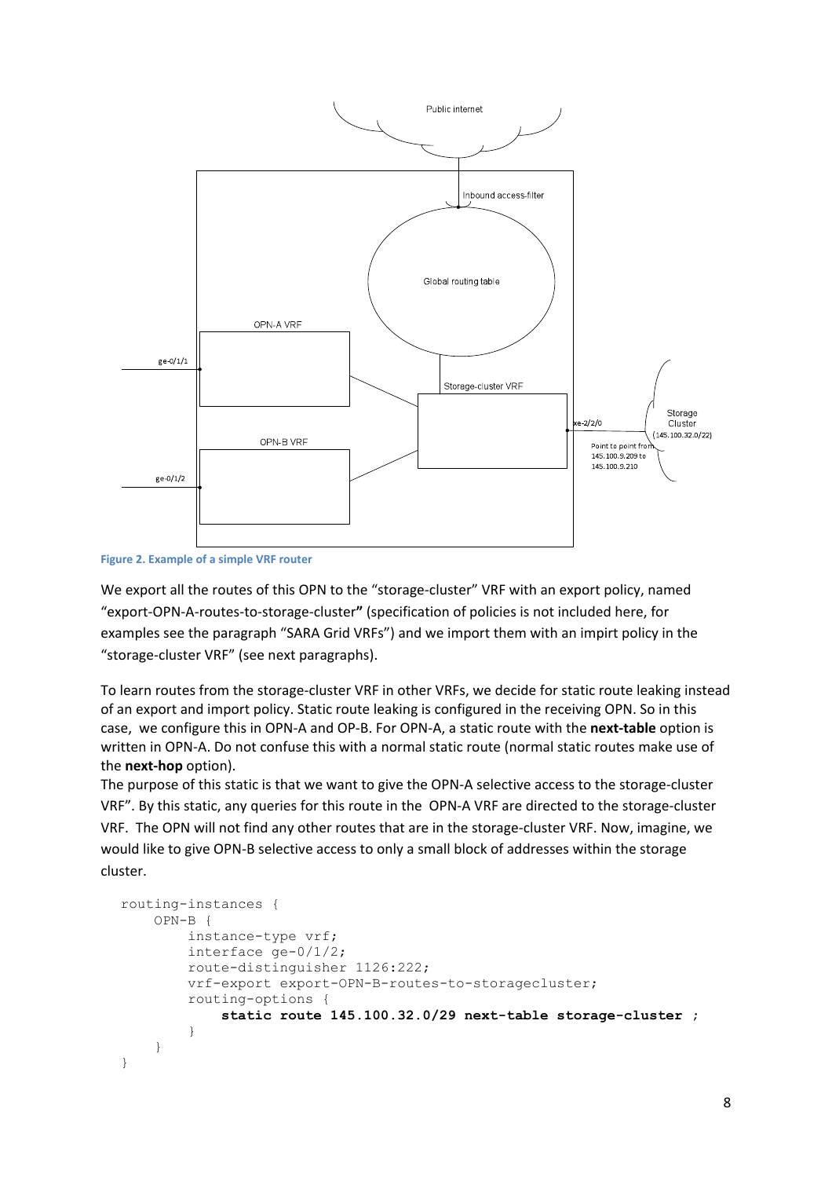Figure 2. Example of a simple VRF router

We export all the routes of this OPN to the “storage-cluster” VRF with an export policy, named “export-OPN-A-routes-to-storage-cluster**”** (specification of policies is not included here, for examples see the paragraph “SARA Grid VRFs”) and we import them with an impirt policy in the “storage-cluster VRF” (see next paragraphs).

To learn routes from the storage-cluster VRF in other VRFs, we decide for static route leaking instead of an export and import policy. Static route leaking is configured in the receiving OPN. So in this case, we configure this in OPN-A and OP-B. For OPN-A, a static route with the **next-table** option is written in OPN-A. Do not confuse this with a normal static route (normal static routes make use of the **next-hop** option).
The purpose of this static is that we want to give the OPN-A selective access to the storage-cluster VRF”. By this static, any queries for this route in the OPN-A VRF are directed to the storage-cluster VRF. The OPN will not find any other routes that are in the storage-cluster VRF. Now, imagine, we would like to give OPN-B selective access to only a small block of addresses within the storage cluster.

```
routing-instances {
    OPN-B {
        instance-type vrf;
        interface ge-0/1/2;
        route-distinguisher 1126:222;
        vrf-export export-OPN-B-routes-to-storagecluster;
        routing-options {
            static route 145.100.32.0/29 next-table storage-cluster ;
        }
    }
}
```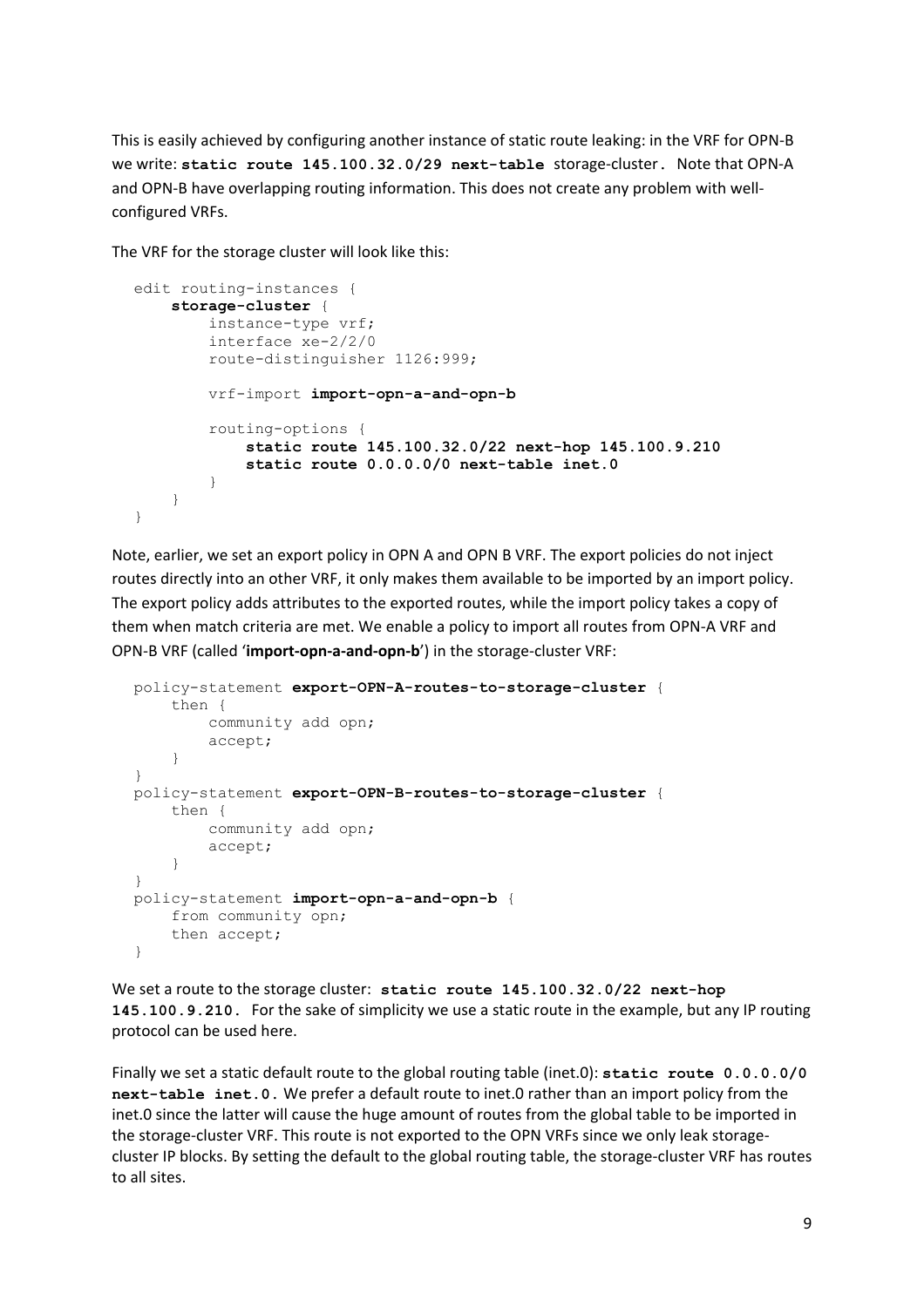This is easily achieved by configuring another instance of static route leaking: in the VRF for OPN-B we write: **static route 145.100.32.0/29 next-table** storage-cluster. Note that OPN-A and OPN-B have overlapping routing information. This does not create any problem with well-configured VRFs.

The VRF for the storage cluster will look like this:

```
edit routing-instances {
    storage-cluster {
        instance-type vrf;
        interface xe-2/2/0
        route-distinguisher 1126:999;

        vrf-import import-opn-a-and-opn-b

        routing-options {
            static route 145.100.32.0/22 next-hop 145.100.9.210
            static route 0.0.0.0/0 next-table inet.0
        }
    }
}
```

Note, earlier, we set an export policy in OPN A and OPN B VRF. The export policies do not inject routes directly into an other VRF, it only makes them available to be imported by an import policy. The export policy adds attributes to the exported routes, while the import policy takes a copy of them when match criteria are met. We enable a policy to import all routes from OPN-A VRF and OPN-B VRF (called '**import-opn-a-and-opn-b**') in the storage-cluster VRF:

```
policy-statement export-OPN-A-routes-to-storage-cluster {
    then {
        community add opn;
        accept;
    }
}
policy-statement export-OPN-B-routes-to-storage-cluster {
    then {
        community add opn;
        accept;
    }
}
policy-statement import-opn-a-and-opn-b {
    from community opn;
    then accept;
}
```

We set a route to the storage cluster: **static route 145.100.32.0/22 next-hop 145.100.9.210.** For the sake of simplicity we use a static route in the example, but any IP routing protocol can be used here.

Finally we set a static default route to the global routing table (inet.0): **static route 0.0.0.0/0 next-table inet.0.** We prefer a default route to inet.0 rather than an import policy from the inet.0 since the latter will cause the huge amount of routes from the global table to be imported in the storage-cluster VRF. This route is not exported to the OPN VRFs since we only leak storage-cluster IP blocks. By setting the default to the global routing table, the storage-cluster VRF has routes to all sites.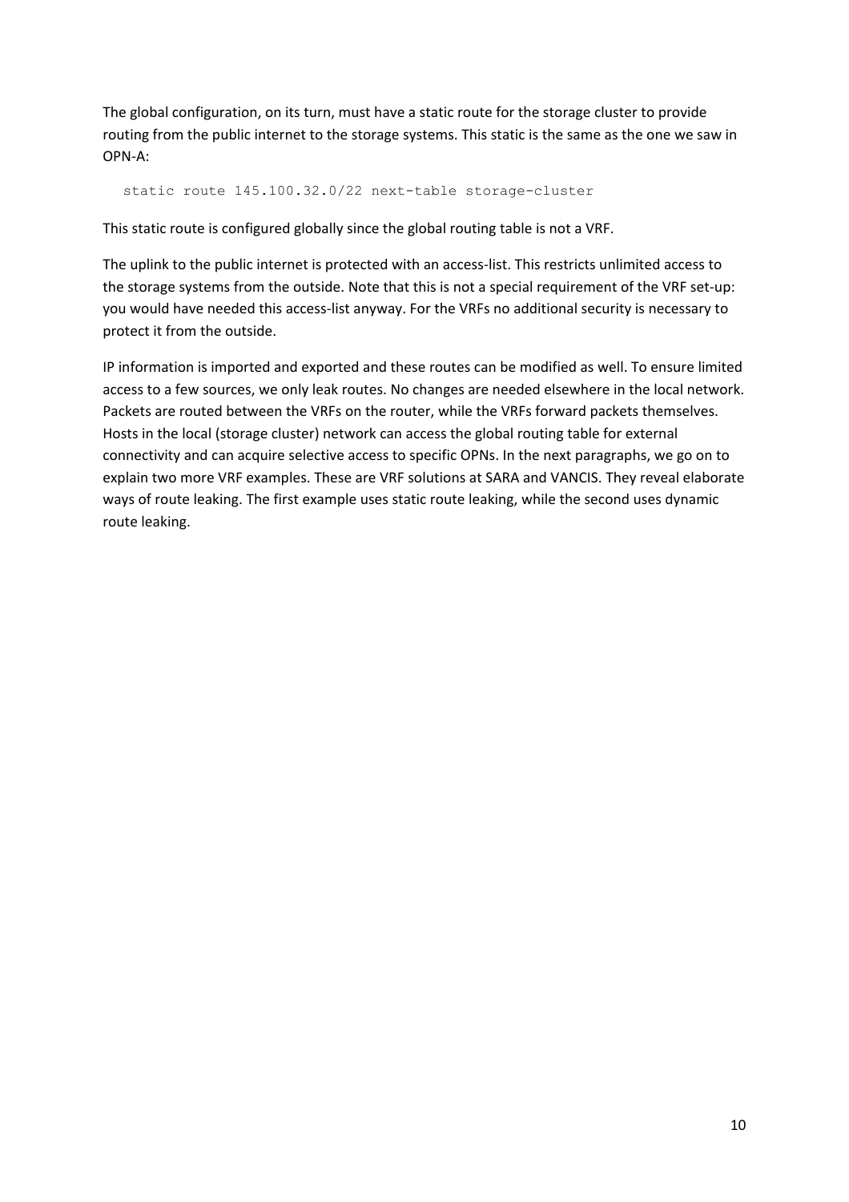The global configuration, on its turn, must have a static route for the storage cluster to provide routing from the public internet to the storage systems. This static is the same as the one we saw in OPN-A:

```
static route 145.100.32.0/22 next-table storage-cluster
```

This static route is configured globally since the global routing table is not a VRF.

The uplink to the public internet is protected with an access-list. This restricts unlimited access to the storage systems from the outside. Note that this is not a special requirement of the VRF set-up: you would have needed this access-list anyway. For the VRFs no additional security is necessary to protect it from the outside.

IP information is imported and exported and these routes can be modified as well. To ensure limited access to a few sources, we only leak routes. No changes are needed elsewhere in the local network. Packets are routed between the VRFs on the router, while the VRFs forward packets themselves. Hosts in the local (storage cluster) network can access the global routing table for external connectivity and can acquire selective access to specific OPNs. In the next paragraphs, we go on to explain two more VRF examples. These are VRF solutions at SARA and VANCIS. They reveal elaborate ways of route leaking. The first example uses static route leaking, while the second uses dynamic route leaking.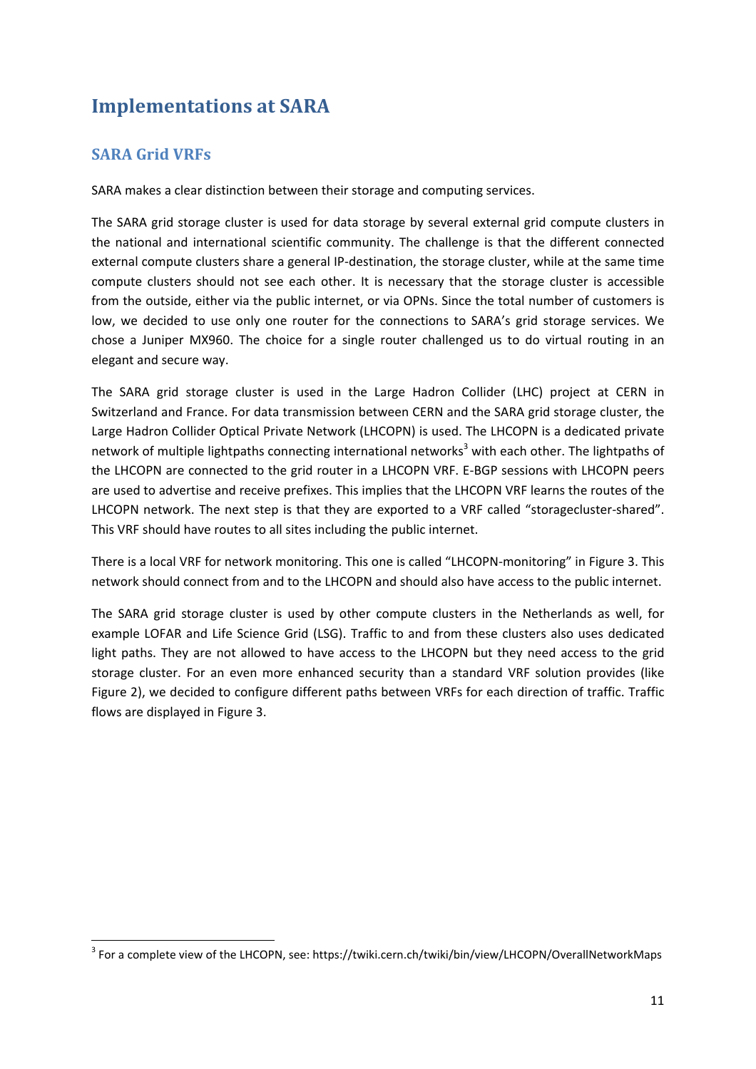# Implementations at SARA

## SARA Grid VRFs

SARA makes a clear distinction between their storage and computing services.

The SARA grid storage cluster is used for data storage by several external grid compute clusters in the national and international scientific community. The challenge is that the different connected external compute clusters share a general IP-destination, the storage cluster, while at the same time compute clusters should not see each other. It is necessary that the storage cluster is accessible from the outside, either via the public internet, or via OPNs. Since the total number of customers is low, we decided to use only one router for the connections to SARA's grid storage services. We chose a Juniper MX960. The choice for a single router challenged us to do virtual routing in an elegant and secure way.

The SARA grid storage cluster is used in the Large Hadron Collider (LHC) project at CERN in Switzerland and France. For data transmission between CERN and the SARA grid storage cluster, the Large Hadron Collider Optical Private Network (LHCOPN) is used. The LHCOPN is a dedicated private network of multiple lightpaths connecting international networks[3] with each other. The lightpaths of the LHCOPN are connected to the grid router in a LHCOPN VRF. E-BGP sessions with LHCOPN peers are used to advertise and receive prefixes. This implies that the LHCOPN VRF learns the routes of the LHCOPN network. The next step is that they are exported to a VRF called "storagecluster-shared". This VRF should have routes to all sites including the public internet.

There is a local VRF for network monitoring. This one is called "LHCOPN-monitoring" in Figure 3. This network should connect from and to the LHCOPN and should also have access to the public internet.

The SARA grid storage cluster is used by other compute clusters in the Netherlands as well, for example LOFAR and Life Science Grid (LSG). Traffic to and from these clusters also uses dedicated light paths. They are not allowed to have access to the LHCOPN but they need access to the grid storage cluster. For an even more enhanced security than a standard VRF solution provides (like Figure 2), we decided to configure different paths between VRFs for each direction of traffic. Traffic flows are displayed in Figure 3.

[3] For a complete view of the LHCOPN, see: https://twiki.cern.ch/twiki/bin/view/LHCOPN/OverallNetworkMaps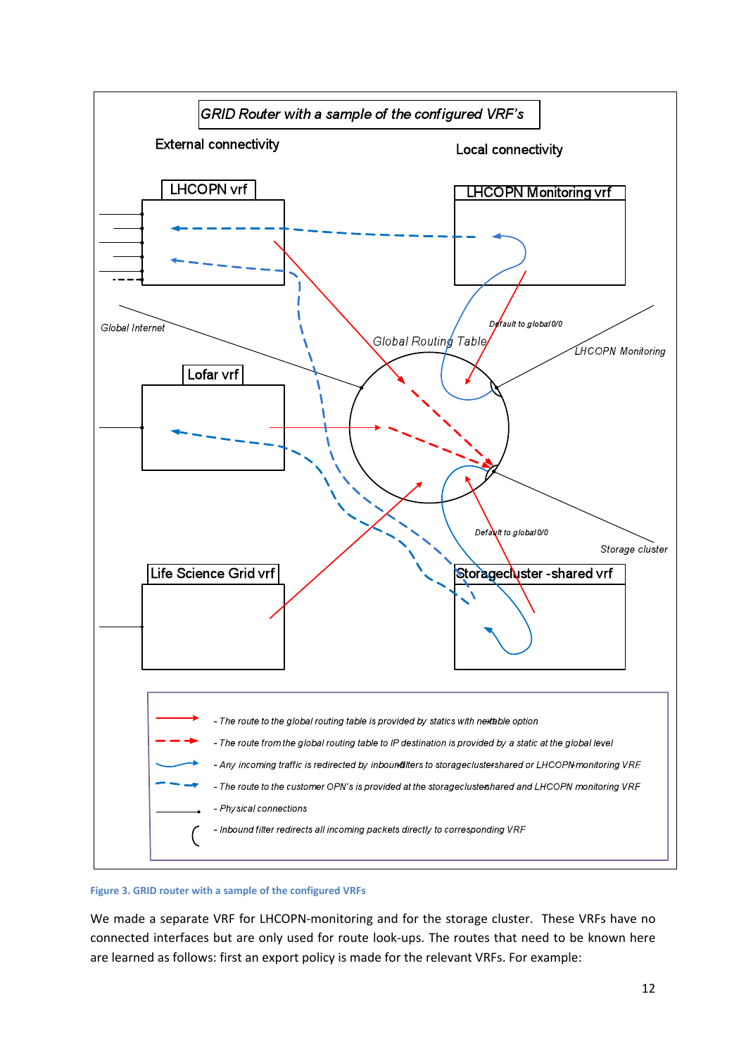GRID Router with a sample of the configured VRF's

External connectivity

Local connectivity

LHCOPN vrf

LHCOPN Monitoring vrf

Global Internet

Default to global 0/0

Global Routing Table

LHCOPN Monitoring

Lofar vrf

Default to global 0/0

Storage cluster

Life Science Grid vrf

Storagecluster -shared vrf

- The route to the global routing table is provided by statics with nexttable option

- The route from the global routing table to IP destination is provided by a static at the global level

- Any incoming traffic is redirected by inbound filters to storagecluster-shared or LHCOPN-monitoring VRF

- The route to the customer OPN's is provided at the storagecluster-shared and LHCOPN monitoring VRF

- Physical connections

- Inbound filter redirects all incoming packets directly to corresponding VRF

Figure 3. GRID router with a sample of the configured VRFs

We made a separate VRF for LHCOPN-monitoring and for the storage cluster. These VRFs have no connected interfaces but are only used for route look-ups. The routes that need to be known here are learned as follows: first an export policy is made for the relevant VRFs. For example: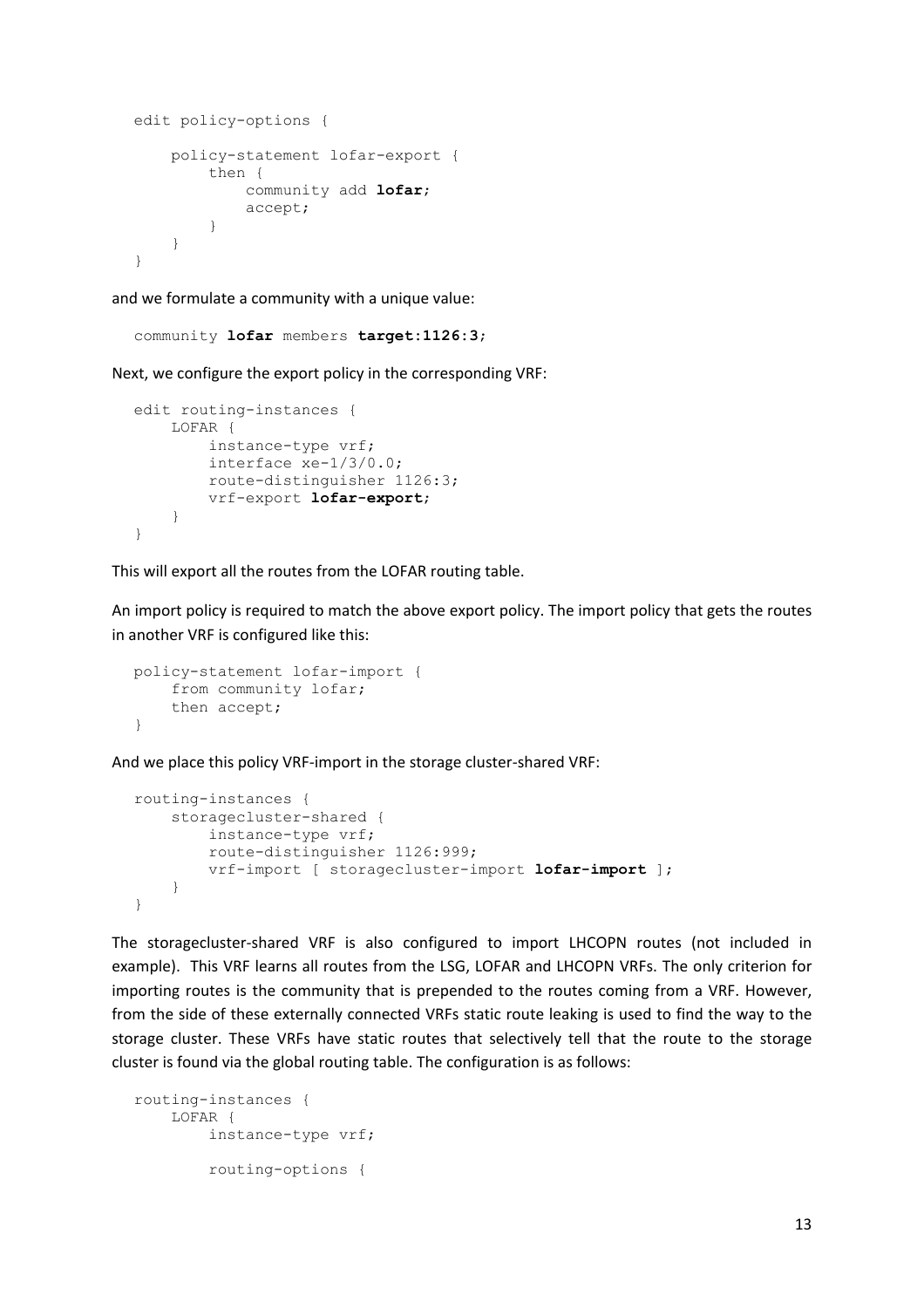```
edit policy-options {

    policy-statement lofar-export {
        then {
            community add lofar;
            accept;
        }
    }
}
```

and we formulate a community with a unique value:

```
community lofar members target:1126:3;
```

Next, we configure the export policy in the corresponding VRF:

```
edit routing-instances {
    LOFAR {
        instance-type vrf;
        interface xe-1/3/0.0;
        route-distinguisher 1126:3;
        vrf-export lofar-export;
    }
}
```

This will export all the routes from the LOFAR routing table.

An import policy is required to match the above export policy. The import policy that gets the routes in another VRF is configured like this:

```
policy-statement lofar-import {
    from community lofar;
    then accept;
}
```

And we place this policy VRF-import in the storage cluster-shared VRF:

```
routing-instances {
    storagecluster-shared {
        instance-type vrf;
        route-distinguisher 1126:999;
        vrf-import [ storagecluster-import lofar-import ];
    }
}
```

The storagecluster-shared VRF is also configured to import LHCOPN routes (not included in example). This VRF learns all routes from the LSG, LOFAR and LHCOPN VRFs. The only criterion for importing routes is the community that is prepended to the routes coming from a VRF. However, from the side of these externally connected VRFs static route leaking is used to find the way to the storage cluster. These VRFs have static routes that selectively tell that the route to the storage cluster is found via the global routing table. The configuration is as follows:

```
routing-instances {
    LOFAR {
        instance-type vrf;

        routing-options {
```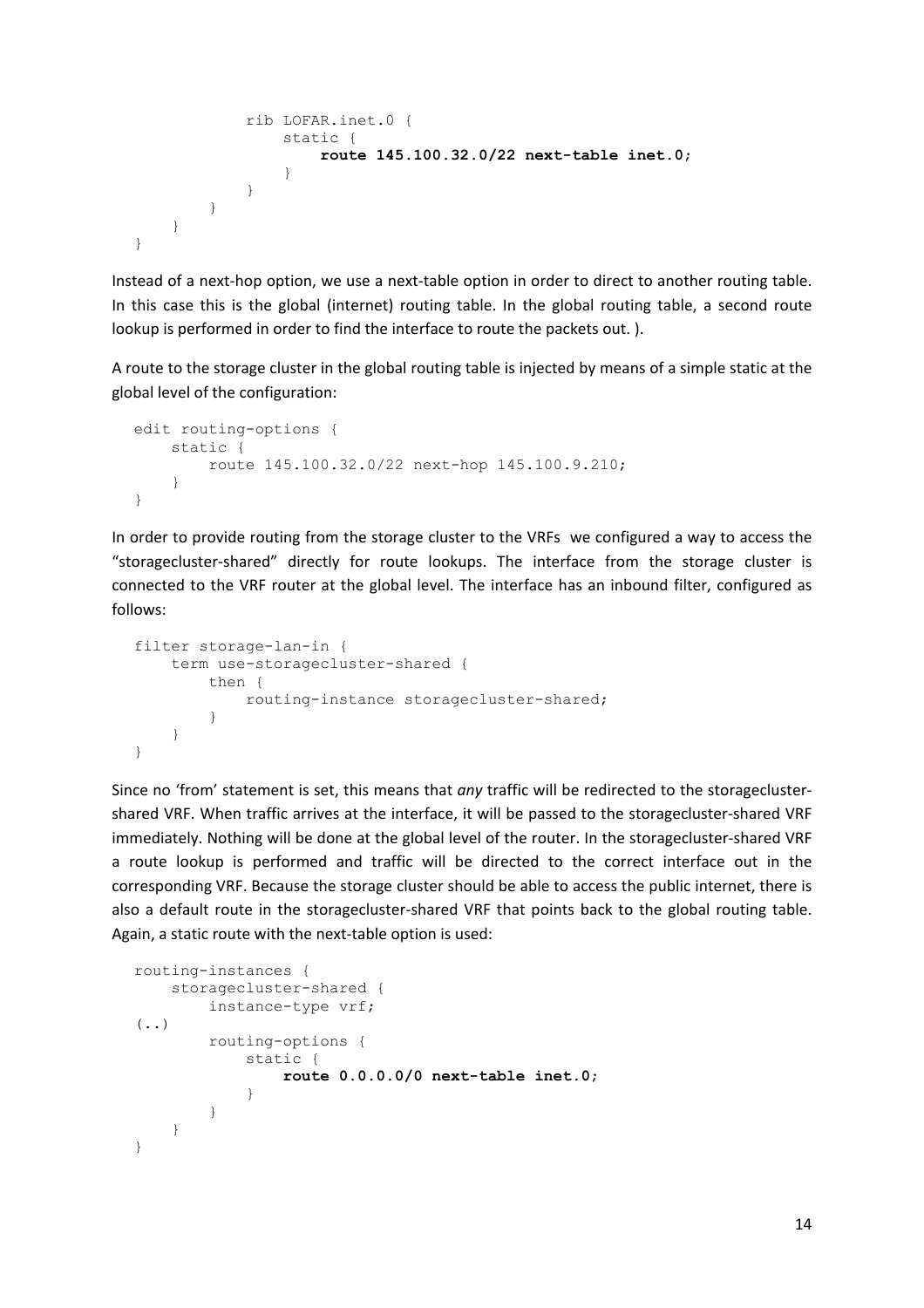```
            rib LOFAR.inet.0 {
                static {
                    route 145.100.32.0/22 next-table inet.0;
                }
            }
        }
    }
}
```

Instead of a next-hop option, we use a next-table option in order to direct to another routing table. In this case this is the global (internet) routing table. In the global routing table, a second route lookup is performed in order to find the interface to route the packets out. ).

A route to the storage cluster in the global routing table is injected by means of a simple static at the global level of the configuration:

```
edit routing-options {
    static {
        route 145.100.32.0/22 next-hop 145.100.9.210;
    }
}
```

In order to provide routing from the storage cluster to the VRFs we configured a way to access the "storagecluster-shared" directly for route lookups. The interface from the storage cluster is connected to the VRF router at the global level. The interface has an inbound filter, configured as follows:

```
filter storage-lan-in {
    term use-storagecluster-shared {
        then {
            routing-instance storagecluster-shared;
        }
    }
}
```

Since no 'from' statement is set, this means that *any* traffic will be redirected to the storagecluster-shared VRF. When traffic arrives at the interface, it will be passed to the storagecluster-shared VRF immediately. Nothing will be done at the global level of the router. In the storagecluster-shared VRF a route lookup is performed and traffic will be directed to the correct interface out in the corresponding VRF. Because the storage cluster should be able to access the public internet, there is also a default route in the storagecluster-shared VRF that points back to the global routing table. Again, a static route with the next-table option is used:

```
routing-instances {
    storagecluster-shared {
        instance-type vrf;
(..)
        routing-options {
            static {
                route 0.0.0.0/0 next-table inet.0;
            }
        }
    }
}
```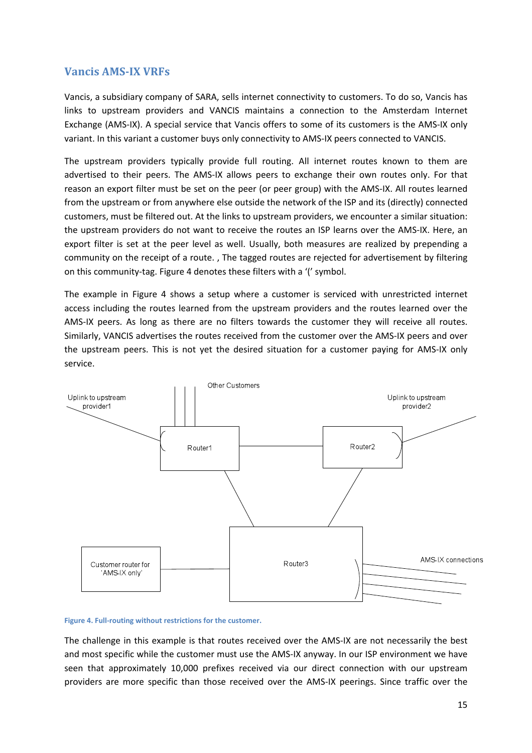## Vancis AMS-IX VRFs

Vancis, a subsidiary company of SARA, sells internet connectivity to customers. To do so, Vancis has links to upstream providers and VANCIS maintains a connection to the Amsterdam Internet Exchange (AMS-IX). A special service that Vancis offers to some of its customers is the AMS-IX only variant. In this variant a customer buys only connectivity to AMS-IX peers connected to VANCIS.

The upstream providers typically provide full routing. All internet routes known to them are advertised to their peers. The AMS-IX allows peers to exchange their own routes only. For that reason an export filter must be set on the peer (or peer group) with the AMS-IX. All routes learned from the upstream or from anywhere else outside the network of the ISP and its (directly) connected customers, must be filtered out. At the links to upstream providers, we encounter a similar situation: the upstream providers do not want to receive the routes an ISP learns over the AMS-IX. Here, an export filter is set at the peer level as well. Usually, both measures are realized by prepending a community on the receipt of a route. , The tagged routes are rejected for advertisement by filtering on this community-tag. Figure 4 denotes these filters with a '(' symbol.

The example in Figure 4 shows a setup where a customer is serviced with unrestricted internet access including the routes learned from the upstream providers and the routes learned over the AMS-IX peers. As long as there are no filters towards the customer they will receive all routes. Similarly, VANCIS advertises the routes received from the customer over the AMS-IX peers and over the upstream peers. This is not yet the desired situation for a customer paying for AMS-IX only service.

Other Customers

Uplink to upstream provider1

Uplink to upstream provider2

Router1

Router2

Router3

Customer router for 'AMS-IX only'

AMS-IX connections

**Figure 4. Full-routing without restrictions for the customer.**

The challenge in this example is that routes received over the AMS-IX are not necessarily the best and most specific while the customer must use the AMS-IX anyway. In our ISP environment we have seen that approximately 10,000 prefixes received via our direct connection with our upstream providers are more specific than those received over the AMS-IX peerings. Since traffic over the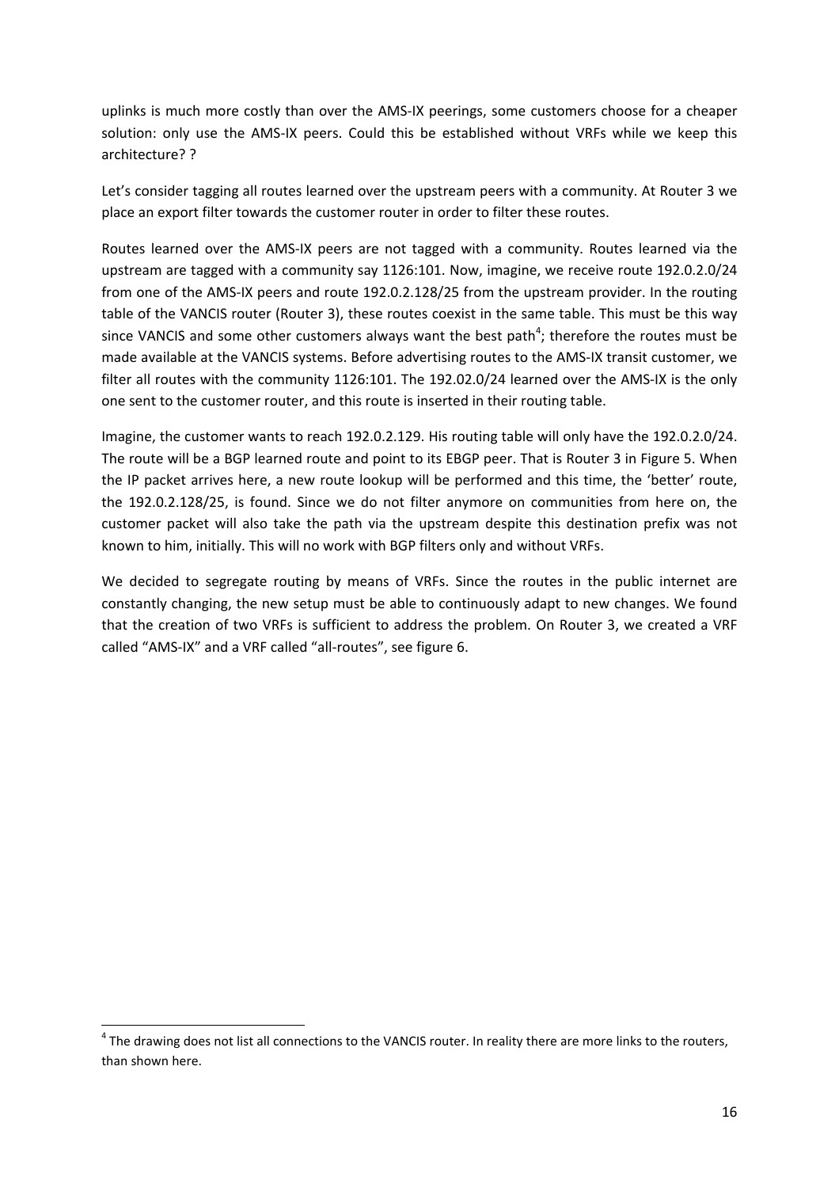uplinks is much more costly than over the AMS-IX peerings, some customers choose for a cheaper solution: only use the AMS-IX peers. Could this be established without VRFs while we keep this architecture? ?

Let's consider tagging all routes learned over the upstream peers with a community. At Router 3 we place an export filter towards the customer router in order to filter these routes.

Routes learned over the AMS-IX peers are not tagged with a community. Routes learned via the upstream are tagged with a community say 1126:101. Now, imagine, we receive route 192.0.2.0/24 from one of the AMS-IX peers and route 192.0.2.128/25 from the upstream provider. In the routing table of the VANCIS router (Router 3), these routes coexist in the same table. This must be this way since VANCIS and some other customers always want the best path[4]; therefore the routes must be made available at the VANCIS systems. Before advertising routes to the AMS-IX transit customer, we filter all routes with the community 1126:101. The 192.02.0/24 learned over the AMS-IX is the only one sent to the customer router, and this route is inserted in their routing table.

Imagine, the customer wants to reach 192.0.2.129. His routing table will only have the 192.0.2.0/24. The route will be a BGP learned route and point to its EBGP peer. That is Router 3 in Figure 5. When the IP packet arrives here, a new route lookup will be performed and this time, the 'better' route, the 192.0.2.128/25, is found. Since we do not filter anymore on communities from here on, the customer packet will also take the path via the upstream despite this destination prefix was not known to him, initially. This will no work with BGP filters only and without VRFs.

We decided to segregate routing by means of VRFs. Since the routes in the public internet are constantly changing, the new setup must be able to continuously adapt to new changes. We found that the creation of two VRFs is sufficient to address the problem. On Router 3, we created a VRF called "AMS-IX" and a VRF called "all-routes", see figure 6.

[4] The drawing does not list all connections to the VANCIS router. In reality there are more links to the routers, than shown here.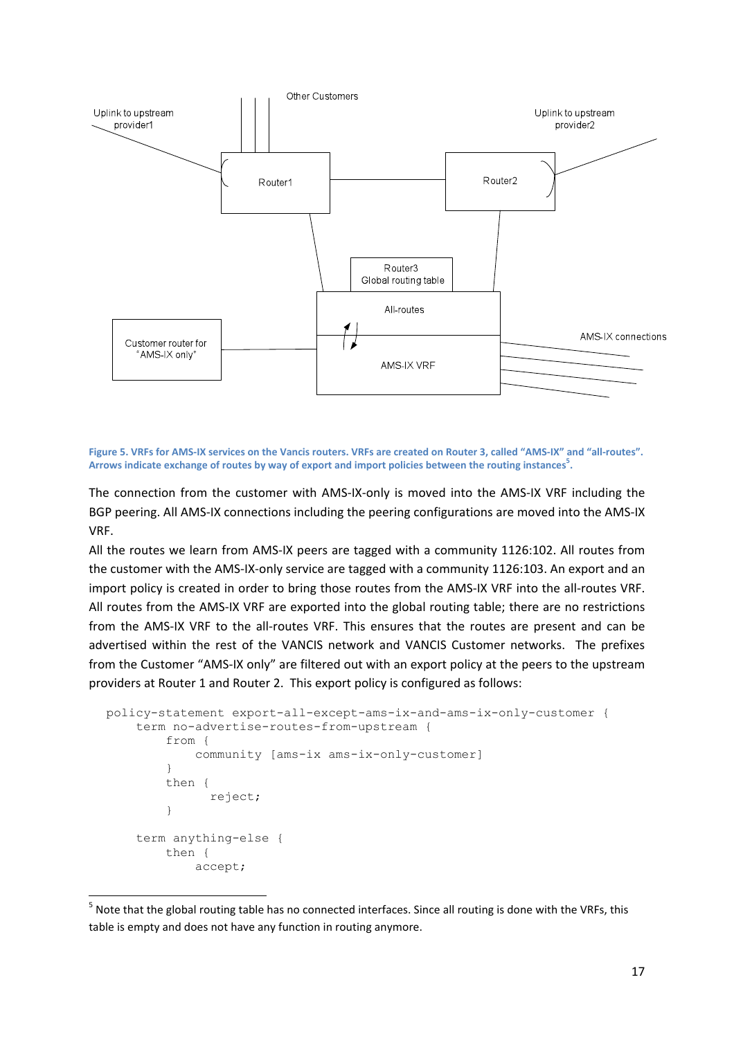Other Customers

Uplink to upstream provider1

Uplink to upstream provider2

Router1

Router2

Router3
Global routing table

All-routes

AMS-IX VRF

Customer router for "AMS-IX only"

AMS-IX connections

**Figure 5. VRFs for AMS-IX services on the Vancis routers. VRFs are created on Router 3, called "AMS-IX" and "all-routes". Arrows indicate exchange of routes by way of export and import policies between the routing instances[5].**

The connection from the customer with AMS-IX-only is moved into the AMS-IX VRF including the BGP peering. All AMS-IX connections including the peering configurations are moved into the AMS-IX VRF.

All the routes we learn from AMS-IX peers are tagged with a community 1126:102. All routes from the customer with the AMS-IX-only service are tagged with a community 1126:103. An export and an import policy is created in order to bring those routes from the AMS-IX VRF into the all-routes VRF. All routes from the AMS-IX VRF are exported into the global routing table; there are no restrictions from the AMS-IX VRF to the all-routes VRF. This ensures that the routes are present and can be advertised within the rest of the VANCIS network and VANCIS Customer networks. The prefixes from the Customer "AMS-IX only" are filtered out with an export policy at the peers to the upstream providers at Router 1 and Router 2. This export policy is configured as follows:

```
policy-statement export-all-except-ams-ix-and-ams-ix-only-customer {
    term no-advertise-routes-from-upstream {
        from {
            community [ams-ix ams-ix-only-customer]
        }
        then {
              reject;
        }

    term anything-else {
        then {
            accept;
```

[5] Note that the global routing table has no connected interfaces. Since all routing is done with the VRFs, this table is empty and does not have any function in routing anymore.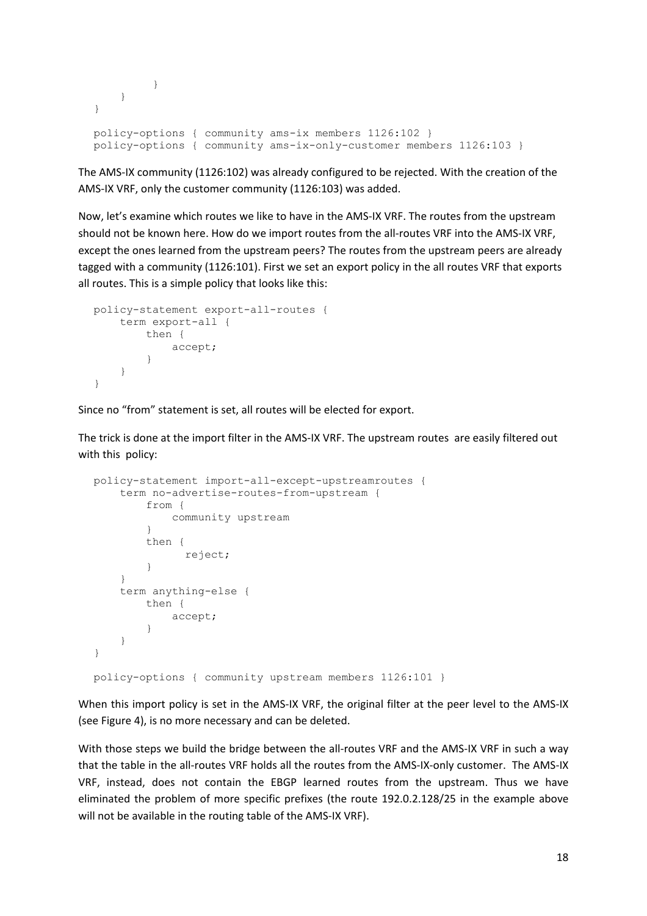```
            }
        }
    }

    policy-options { community ams-ix members 1126:102 }
    policy-options { community ams-ix-only-customer members 1126:103 }
```

The AMS-IX community (1126:102) was already configured to be rejected. With the creation of the AMS-IX VRF, only the customer community (1126:103) was added.

Now, let's examine which routes we like to have in the AMS-IX VRF. The routes from the upstream should not be known here. How do we import routes from the all-routes VRF into the AMS-IX VRF, except the ones learned from the upstream peers? The routes from the upstream peers are already tagged with a community (1126:101). First we set an export policy in the all routes VRF that exports all routes. This is a simple policy that looks like this:

```
policy-statement export-all-routes {
    term export-all {
        then {
            accept;
        }
    }
}
```

Since no "from" statement is set, all routes will be elected for export.

The trick is done at the import filter in the AMS-IX VRF. The upstream routes are easily filtered out with this policy:

```
policy-statement import-all-except-upstreamroutes {
    term no-advertise-routes-from-upstream {
        from {
            community upstream
        }
        then {
             reject;
        }
    }
    term anything-else {
        then {
            accept;
        }
    }
}

policy-options { community upstream members 1126:101 }
```

When this import policy is set in the AMS-IX VRF, the original filter at the peer level to the AMS-IX (see Figure 4), is no more necessary and can be deleted.

With those steps we build the bridge between the all-routes VRF and the AMS-IX VRF in such a way that the table in the all-routes VRF holds all the routes from the AMS-IX-only customer. The AMS-IX VRF, instead, does not contain the EBGP learned routes from the upstream. Thus we have eliminated the problem of more specific prefixes (the route 192.0.2.128/25 in the example above will not be available in the routing table of the AMS-IX VRF).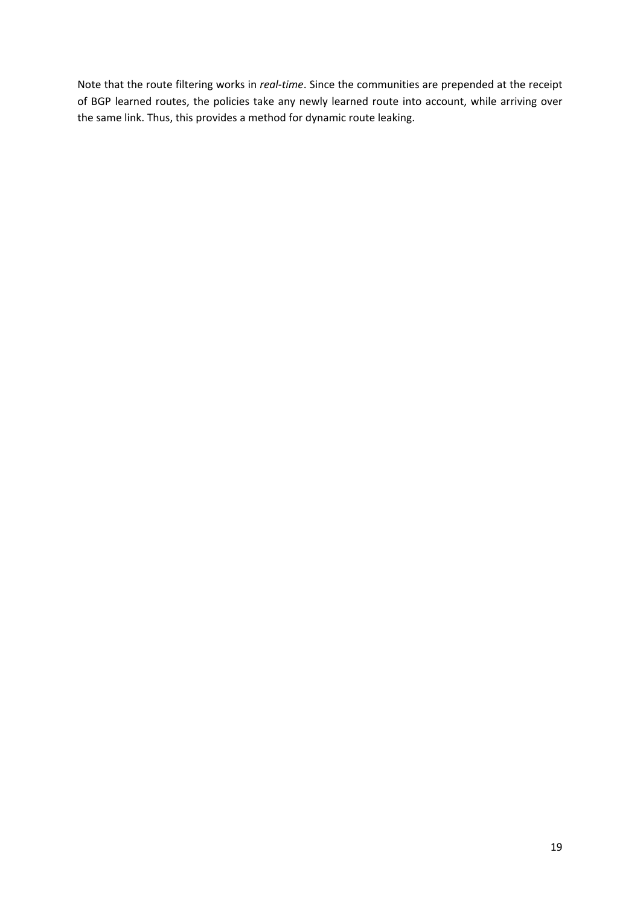Note that the route filtering works in *real-time*. Since the communities are prepended at the receipt of BGP learned routes, the policies take any newly learned route into account, while arriving over the same link. Thus, this provides a method for dynamic route leaking.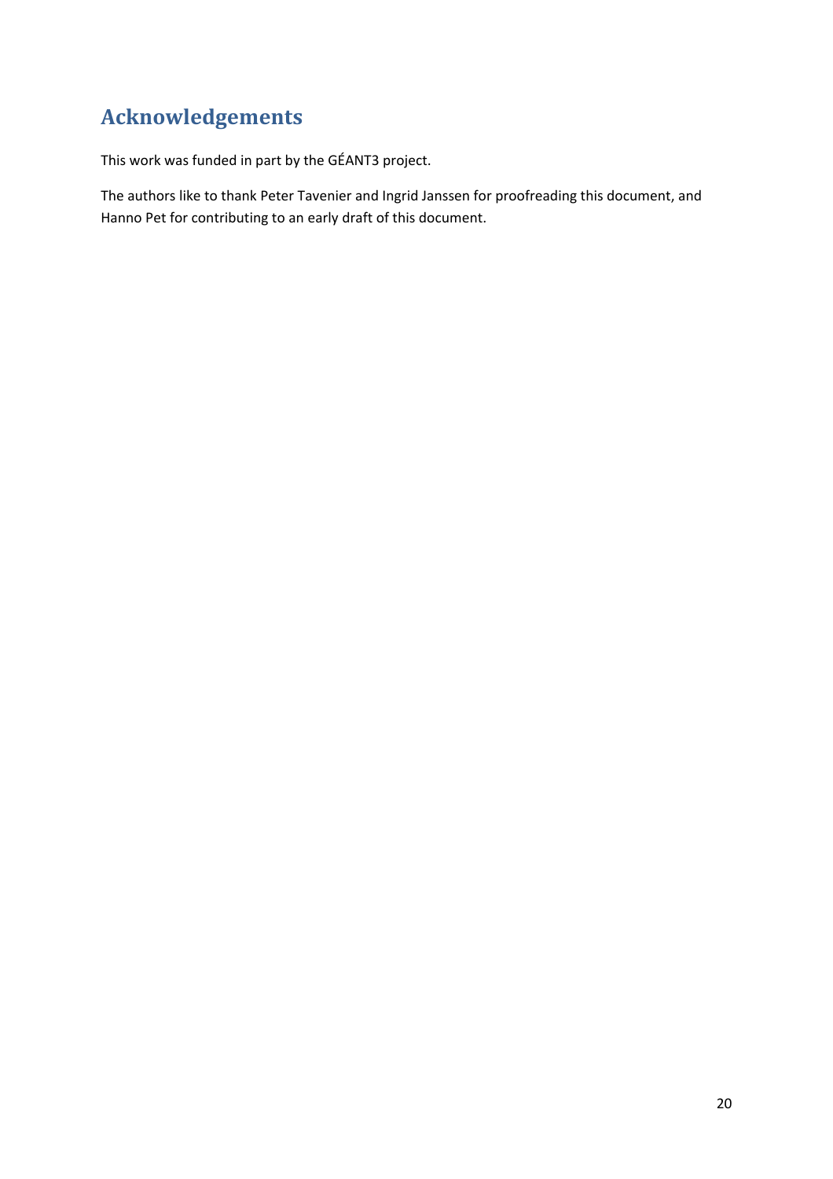# Acknowledgements

This work was funded in part by the GÉANT3 project.

The authors like to thank Peter Tavenier and Ingrid Janssen for proofreading this document, and Hanno Pet for contributing to an early draft of this document.